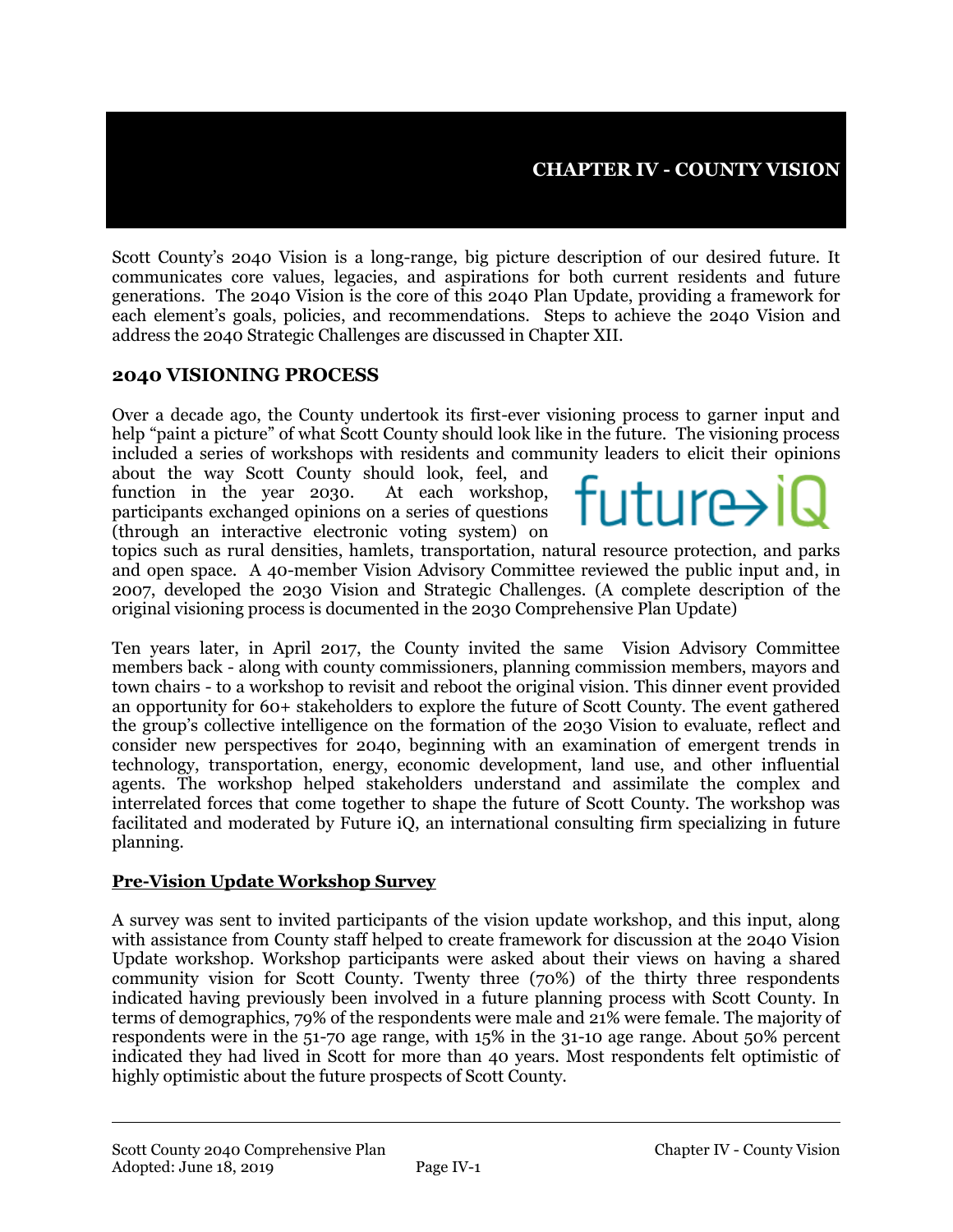# CHAPTER IV - COUNTY VISION

Scott County's 2040 Vision is a long-range, big picture description of our desired future. It communicates core values, legacies, and aspirations for both current residents and future generations. The 2040 Vision is the core of this 2040 Plan Update, providing a framework for each element's goals, policies, and recommendations. Steps to achieve the 2040 Vision and address the 2040 Strategic Challenges are discussed in Chapter XII.

## 2040 VISIONING PROCESS

Over a decade ago, the County undertook its first-ever visioning process to garner input and help "paint a picture" of what Scott County should look like in the future. The visioning process included a series of workshops with residents and community leaders to elicit their opinions about the way Scott County should look, feel, and function in the year 2030. At each workshop, participants exchanged opinions on a series of questions (through an interactive electronic voting system) on topics such as rural densities, hamlets, transportation, natural resource protection, and parks and open space. A 40-member Vision Advisory Committee reviewed the public input and, in 2007, developed the 2030 Vision and Strategic Challenges. (A complete description of the original visioning process is documented in the 2030 Comprehensive Plan Update)

Ten years later, in April 2017, the County invited the same Vision Advisory Committee members back - along with county commissioners, planning commission members, mayors and town chairs - to a workshop to revisit and reboot the original vision. This dinner event provided an opportunity for 60+ stakeholders to explore the future of Scott County. The event gathered the group's collective intelligence on the formation of the 2030 Vision to evaluate, reflect and consider new perspectives for 2040, beginning with an examination of emergent trends in technology, transportation, energy, economic development, land use, and other influential agents. The workshop helped stakeholders understand and assimilate the complex and interrelated forces that come together to shape the future of Scott County. The workshop was facilitated and moderated by Future iQ, an international consulting firm specializing in future planning.

### Pre-Vision Update Workshop Survey

A survey was sent to invited participants of the vision update workshop, and this input, along with assistance from County staff helped to create framework for discussion at the 2040 Vision Update workshop. Workshop participants were asked about their views on having a shared community vision for Scott County. Twenty three (70%) of the thirty three respondents indicated having previously been involved in a future planning process with Scott County. In terms of demographics, 79% of the respondents were male and 21% were female. The majority of respondents were in the 51-70 age range, with 15% in the 31-10 age range. About 50% percent indicated they had lived in Scott for more than 40 years. Most respondents felt optimistic of highly optimistic about the future prospects of Scott County.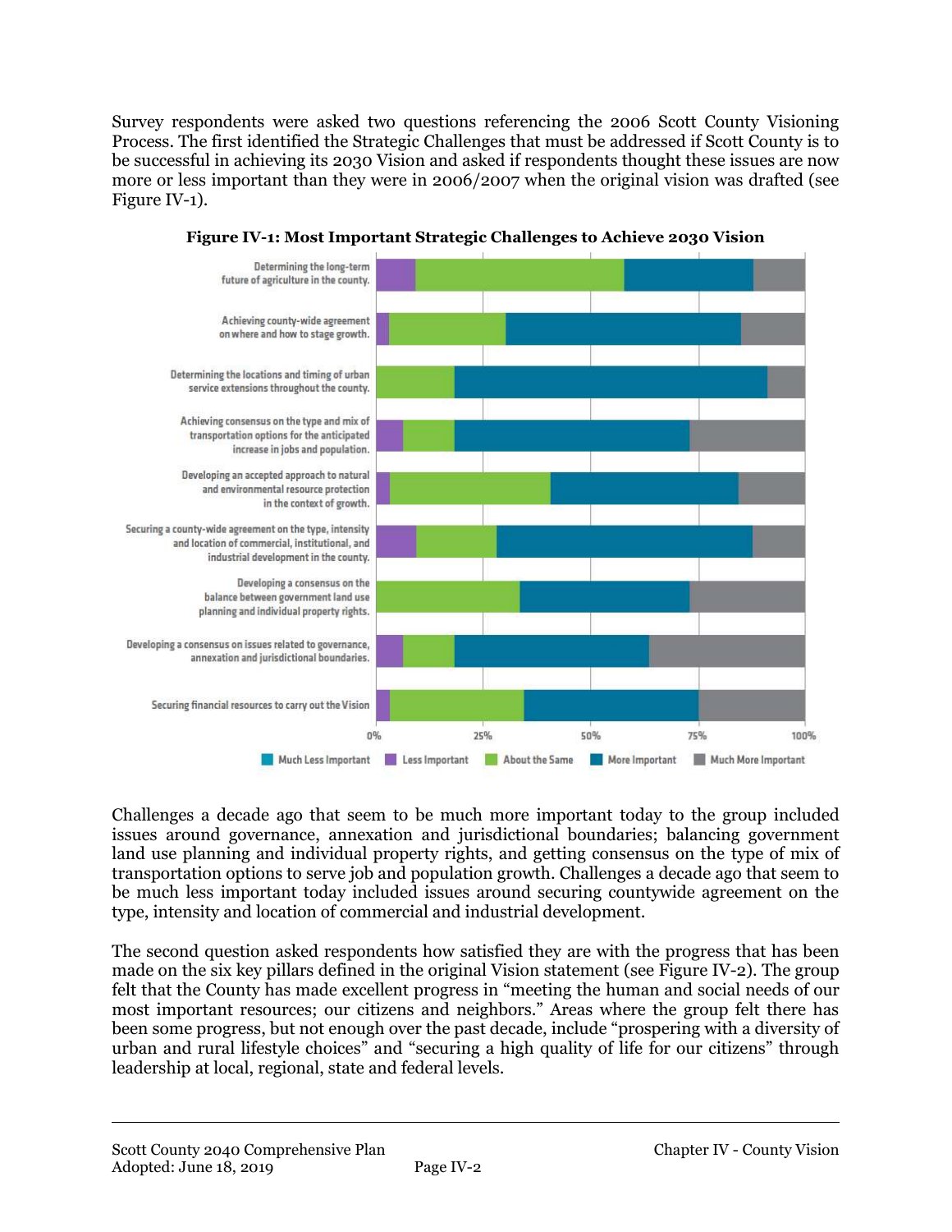Survey respondents were asked two questions referencing the 2006 Scott County Visioning Process. The first identified the Strategic Challenges that must be addressed if Scott County is to be successful in achieving its 2030 Vision and asked if respondents thought these issues are now more or less important than they were in 2006/2007 when the original vision was drafted (see Figure IV-1).

**Figure IV-1: Most Important Strategic Challenges to Achieve 2030 Vision**

Challenges a decade ago that seem to be much more important today to the group included issues around governance, annexation and jurisdictional boundaries; balancing government land use planning and individual property rights, and getting consensus on the type of mix of transportation options to serve job and population growth. Challenges a decade ago that seem to be much less important today included issues around securing countywide agreement on the type, intensity and location of commercial and industrial development.

The second question asked respondents how satisfied they are with the progress that has been made on the six key pillars defined in the original Vision statement (see Figure IV-2). The group felt that the County has made excellent progress in "meeting the human and social needs of our most important resources; our citizens and neighbors." Areas where the group felt there has been some progress, but not enough over the past decade, include "prospering with a diversity of urban and rural lifestyle choices" and "securing a high quality of life for our citizens" through leadership at local, regional, state and federal levels.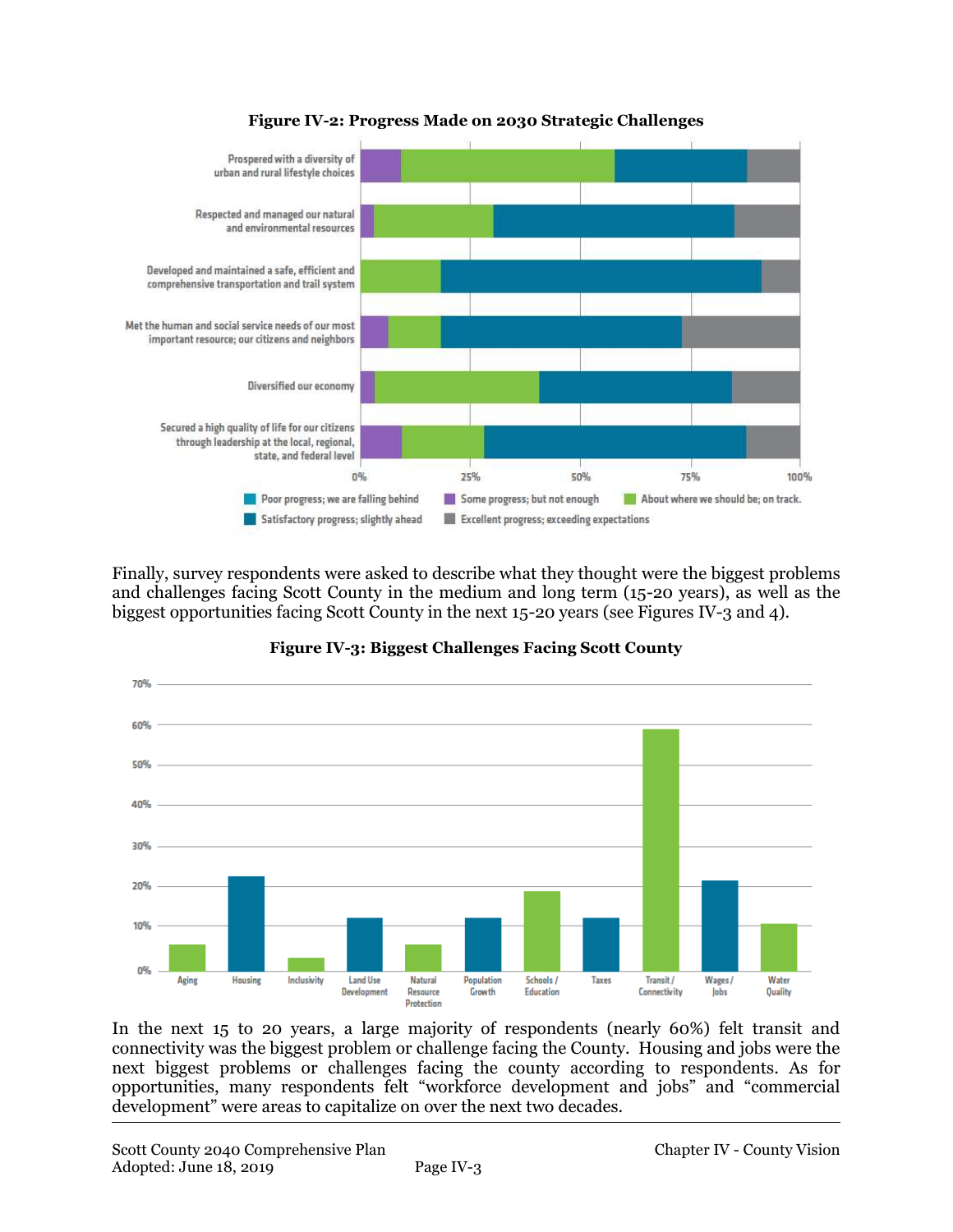**Figure IV-2: Progress Made on 2030 Strategic Challenges**

Prospered with a diversity of urban and rural lifestyle choices

Respected and managed our natural and environmental resources

Developed and maintained a safe, efficient and comprehensive transportation and trail system

Met the human and social service needs of our most important resource; our citizens and neighbors

Diversified our economy

Secured a high quality of life for our citizens through leadership at the local, regional, state, and federal level

0% 25% 50% 75% 100%

Poor progress; we are falling behind | Some progress; but not enough | About where we should be; on track. | Satisfactory progress; slightly ahead | Excellent progress; exceeding expectations

Finally, survey respondents were asked to describe what they thought were the biggest problems and challenges facing Scott County in the medium and long term (15-20 years), as well as the biggest opportunities facing Scott County in the next 15-20 years (see Figures IV-3 and 4).

**Figure IV-3: Biggest Challenges Facing Scott County**

70% 60% 50% 40% 30% 20% 10% 0%

Aging | Housing | Inclusivity | Land Use Development | Natural Resource Protection | Population Growth | Schools / Education | Taxes | Transit / Connectivity | Wages / Jobs | Water Quality

In the next 15 to 20 years, a large majority of respondents (nearly 60%) felt transit and connectivity was the biggest problem or challenge facing the County. Housing and jobs were the next biggest problems or challenges facing the county according to respondents. As for opportunities, many respondents felt "workforce development and jobs" and "commercial development" were areas to capitalize on over the next two decades.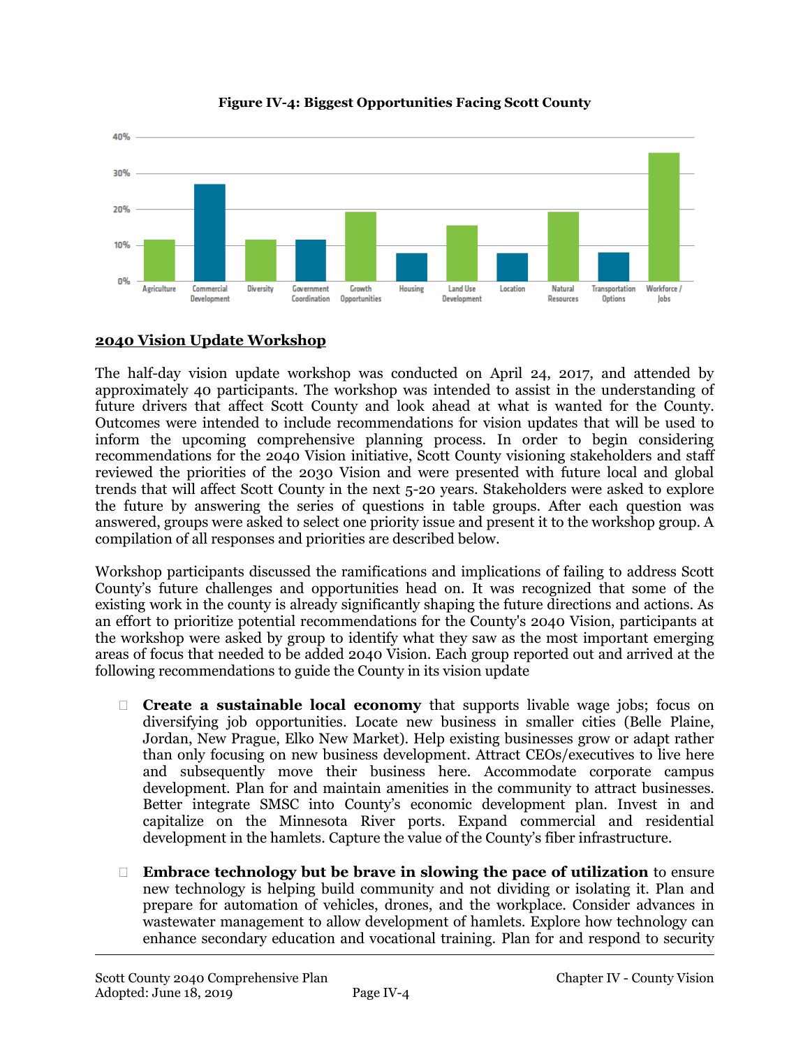**Figure IV-4: Biggest Opportunities Facing Scott County**

| Category | Percentage (approx.) |
|---|---|
| Agriculture | 11% |
| Commercial Development | 27% |
| Diversity | 11% |
| Government Coordination | 11% |
| Growth Opportunities | 19% |
| Housing | 8% |
| Land Use Development | 15% |
| Location | 8% |
| Natural Resources | 19% |
| Transportation Options | 8% |
| Workforce / Jobs | 36% |

## 2040 Vision Update Workshop

The half-day vision update workshop was conducted on April 24, 2017, and attended by approximately 40 participants. The workshop was intended to assist in the understanding of future drivers that affect Scott County and look ahead at what is wanted for the County. Outcomes were intended to include recommendations for vision updates that will be used to inform the upcoming comprehensive planning process. In order to begin considering recommendations for the 2040 Vision initiative, Scott County visioning stakeholders and staff reviewed the priorities of the 2030 Vision and were presented with future local and global trends that will affect Scott County in the next 5-20 years. Stakeholders were asked to explore the future by answering the series of questions in table groups. After each question was answered, groups were asked to select one priority issue and present it to the workshop group. A compilation of all responses and priorities are described below.

Workshop participants discussed the ramifications and implications of failing to address Scott County's future challenges and opportunities head on. It was recognized that some of the existing work in the county is already significantly shaping the future directions and actions. As an effort to prioritize potential recommendations for the County's 2040 Vision, participants at the workshop were asked by group to identify what they saw as the most important emerging areas of focus that needed to be added 2040 Vision. Each group reported out and arrived at the following recommendations to guide the County in its vision update

- **Create a sustainable local economy** that supports livable wage jobs; focus on diversifying job opportunities. Locate new business in smaller cities (Belle Plaine, Jordan, New Prague, Elko New Market). Help existing businesses grow or adapt rather than only focusing on new business development. Attract CEOs/executives to live here and subsequently move their business here. Accommodate corporate campus development. Plan for and maintain amenities in the community to attract businesses. Better integrate SMSC into County's economic development plan. Invest in and capitalize on the Minnesota River ports. Expand commercial and residential development in the hamlets. Capture the value of the County's fiber infrastructure.

- **Embrace technology but be brave in slowing the pace of utilization** to ensure new technology is helping build community and not dividing or isolating it. Plan and prepare for automation of vehicles, drones, and the workplace. Consider advances in wastewater management to allow development of hamlets. Explore how technology can enhance secondary education and vocational training. Plan for and respond to security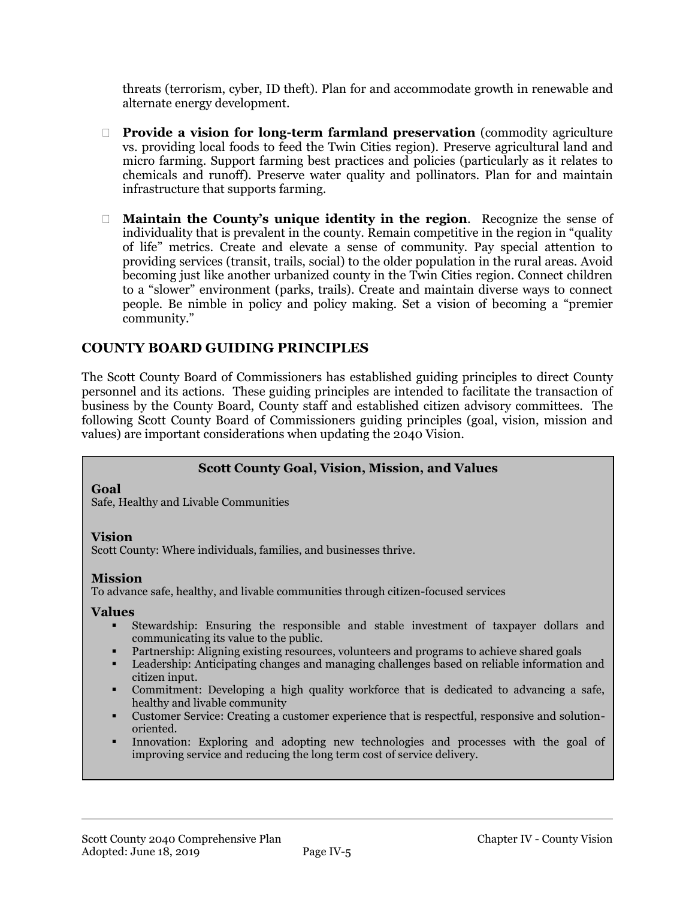threats (terrorism, cyber, ID theft). Plan for and accommodate growth in renewable and alternate energy development.

- **Provide a vision for long-term farmland preservation** (commodity agriculture vs. providing local foods to feed the Twin Cities region). Preserve agricultural land and micro farming. Support farming best practices and policies (particularly as it relates to chemicals and runoff). Preserve water quality and pollinators. Plan for and maintain infrastructure that supports farming.

- **Maintain the County's unique identity in the region**. Recognize the sense of individuality that is prevalent in the county. Remain competitive in the region in "quality of life" metrics. Create and elevate a sense of community. Pay special attention to providing services (transit, trails, social) to the older population in the rural areas. Avoid becoming just like another urbanized county in the Twin Cities region. Connect children to a "slower" environment (parks, trails). Create and maintain diverse ways to connect people. Be nimble in policy and policy making. Set a vision of becoming a "premier community."

## COUNTY BOARD GUIDING PRINCIPLES

The Scott County Board of Commissioners has established guiding principles to direct County personnel and its actions. These guiding principles are intended to facilitate the transaction of business by the County Board, County staff and established citizen advisory committees. The following Scott County Board of Commissioners guiding principles (goal, vision, mission and values) are important considerations when updating the 2040 Vision.

### Scott County Goal, Vision, Mission, and Values

**Goal**

Safe, Healthy and Livable Communities

**Vision**

Scott County: Where individuals, families, and businesses thrive.

**Mission**

To advance safe, healthy, and livable communities through citizen-focused services

**Values**

- Stewardship: Ensuring the responsible and stable investment of taxpayer dollars and communicating its value to the public.
- Partnership: Aligning existing resources, volunteers and programs to achieve shared goals
- Leadership: Anticipating changes and managing challenges based on reliable information and citizen input.
- Commitment: Developing a high quality workforce that is dedicated to advancing a safe, healthy and livable community
- Customer Service: Creating a customer experience that is respectful, responsive and solution-oriented.
- Innovation: Exploring and adopting new technologies and processes with the goal of improving service and reducing the long term cost of service delivery.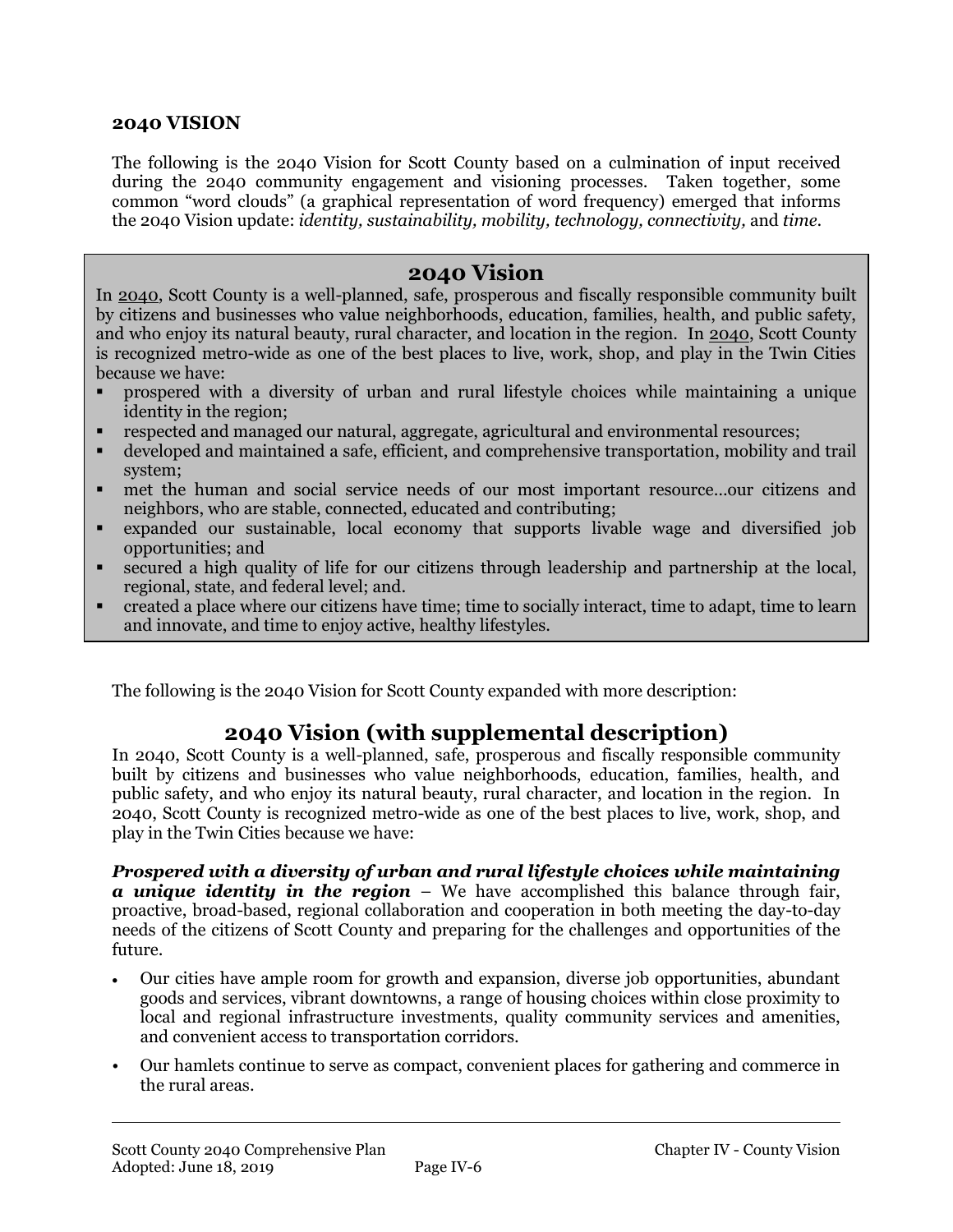## 2040 VISION

The following is the 2040 Vision for Scott County based on a culmination of input received during the 2040 community engagement and visioning processes. Taken together, some common "word clouds" (a graphical representation of word frequency) emerged that informs the 2040 Vision update: *identity, sustainability, mobility, technology, connectivity,* and *time*.

## 2040 Vision

In 2040, Scott County is a well-planned, safe, prosperous and fiscally responsible community built by citizens and businesses who value neighborhoods, education, families, health, and public safety, and who enjoy its natural beauty, rural character, and location in the region. In 2040, Scott County is recognized metro-wide as one of the best places to live, work, shop, and play in the Twin Cities because we have:

- prospered with a diversity of urban and rural lifestyle choices while maintaining a unique identity in the region;
- respected and managed our natural, aggregate, agricultural and environmental resources;
- developed and maintained a safe, efficient, and comprehensive transportation, mobility and trail system;
- met the human and social service needs of our most important resource…our citizens and neighbors, who are stable, connected, educated and contributing;
- expanded our sustainable, local economy that supports livable wage and diversified job opportunities; and
- secured a high quality of life for our citizens through leadership and partnership at the local, regional, state, and federal level; and.
- created a place where our citizens have time; time to socially interact, time to adapt, time to learn and innovate, and time to enjoy active, healthy lifestyles.

The following is the 2040 Vision for Scott County expanded with more description:

## 2040 Vision (with supplemental description)

In 2040, Scott County is a well-planned, safe, prosperous and fiscally responsible community built by citizens and businesses who value neighborhoods, education, families, health, and public safety, and who enjoy its natural beauty, rural character, and location in the region. In 2040, Scott County is recognized metro-wide as one of the best places to live, work, shop, and play in the Twin Cities because we have:

***Prospered with a diversity of urban and rural lifestyle choices while maintaining a unique identity in the region*** – We have accomplished this balance through fair, proactive, broad-based, regional collaboration and cooperation in both meeting the day-to-day needs of the citizens of Scott County and preparing for the challenges and opportunities of the future.

- Our cities have ample room for growth and expansion, diverse job opportunities, abundant goods and services, vibrant downtowns, a range of housing choices within close proximity to local and regional infrastructure investments, quality community services and amenities, and convenient access to transportation corridors.
- Our hamlets continue to serve as compact, convenient places for gathering and commerce in the rural areas.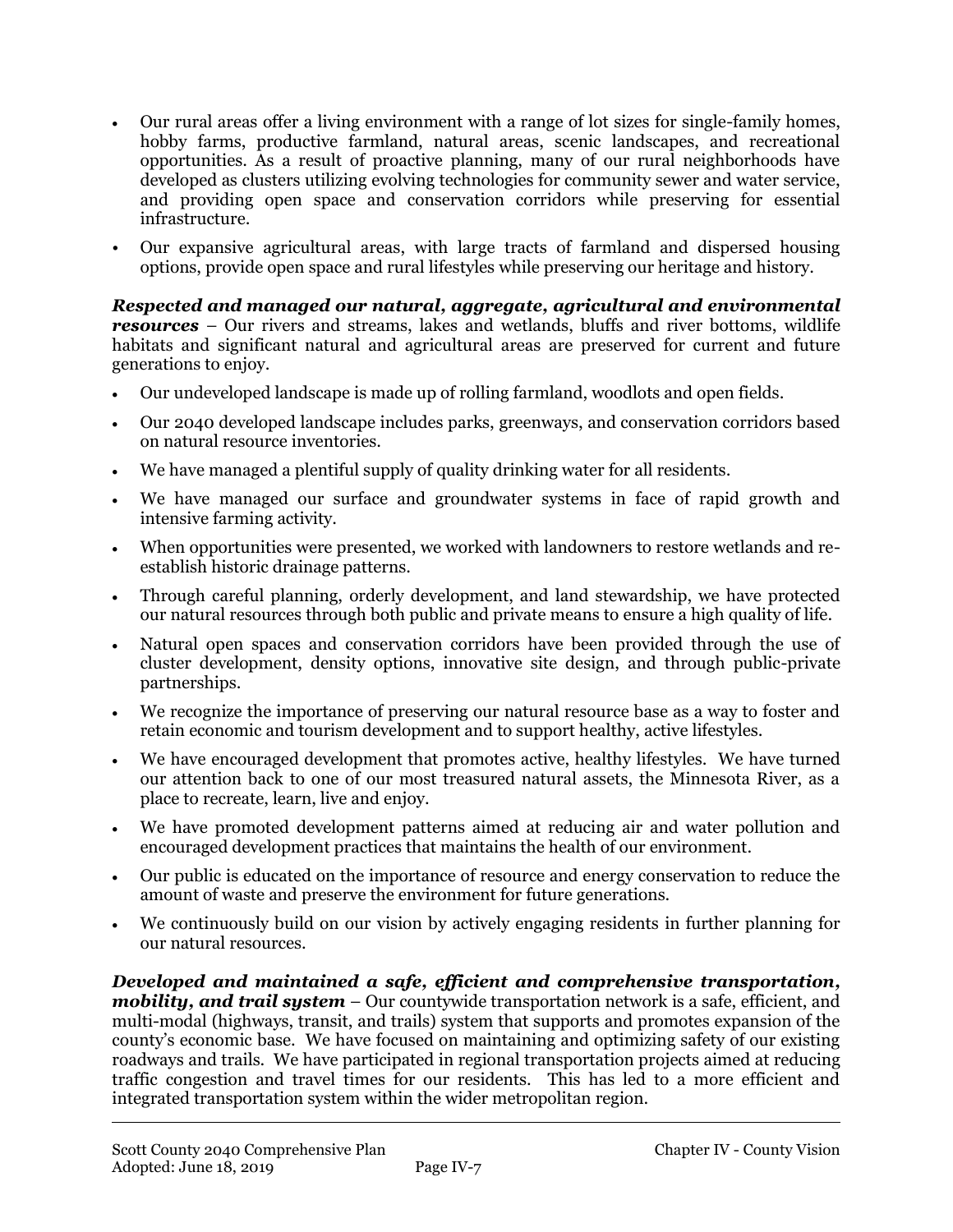- Our rural areas offer a living environment with a range of lot sizes for single-family homes, hobby farms, productive farmland, natural areas, scenic landscapes, and recreational opportunities. As a result of proactive planning, many of our rural neighborhoods have developed as clusters utilizing evolving technologies for community sewer and water service, and providing open space and conservation corridors while preserving for essential infrastructure.
- Our expansive agricultural areas, with large tracts of farmland and dispersed housing options, provide open space and rural lifestyles while preserving our heritage and history.

***Respected and managed our natural, aggregate, agricultural and environmental resources*** – Our rivers and streams, lakes and wetlands, bluffs and river bottoms, wildlife habitats and significant natural and agricultural areas are preserved for current and future generations to enjoy.

- Our undeveloped landscape is made up of rolling farmland, woodlots and open fields.
- Our 2040 developed landscape includes parks, greenways, and conservation corridors based on natural resource inventories.
- We have managed a plentiful supply of quality drinking water for all residents.
- We have managed our surface and groundwater systems in face of rapid growth and intensive farming activity.
- When opportunities were presented, we worked with landowners to restore wetlands and re-establish historic drainage patterns.
- Through careful planning, orderly development, and land stewardship, we have protected our natural resources through both public and private means to ensure a high quality of life.
- Natural open spaces and conservation corridors have been provided through the use of cluster development, density options, innovative site design, and through public-private partnerships.
- We recognize the importance of preserving our natural resource base as a way to foster and retain economic and tourism development and to support healthy, active lifestyles.
- We have encouraged development that promotes active, healthy lifestyles. We have turned our attention back to one of our most treasured natural assets, the Minnesota River, as a place to recreate, learn, live and enjoy.
- We have promoted development patterns aimed at reducing air and water pollution and encouraged development practices that maintains the health of our environment.
- Our public is educated on the importance of resource and energy conservation to reduce the amount of waste and preserve the environment for future generations.
- We continuously build on our vision by actively engaging residents in further planning for our natural resources.

***Developed and maintained a safe, efficient and comprehensive transportation, mobility, and trail system*** – Our countywide transportation network is a safe, efficient, and multi-modal (highways, transit, and trails) system that supports and promotes expansion of the county's economic base. We have focused on maintaining and optimizing safety of our existing roadways and trails. We have participated in regional transportation projects aimed at reducing traffic congestion and travel times for our residents. This has led to a more efficient and integrated transportation system within the wider metropolitan region.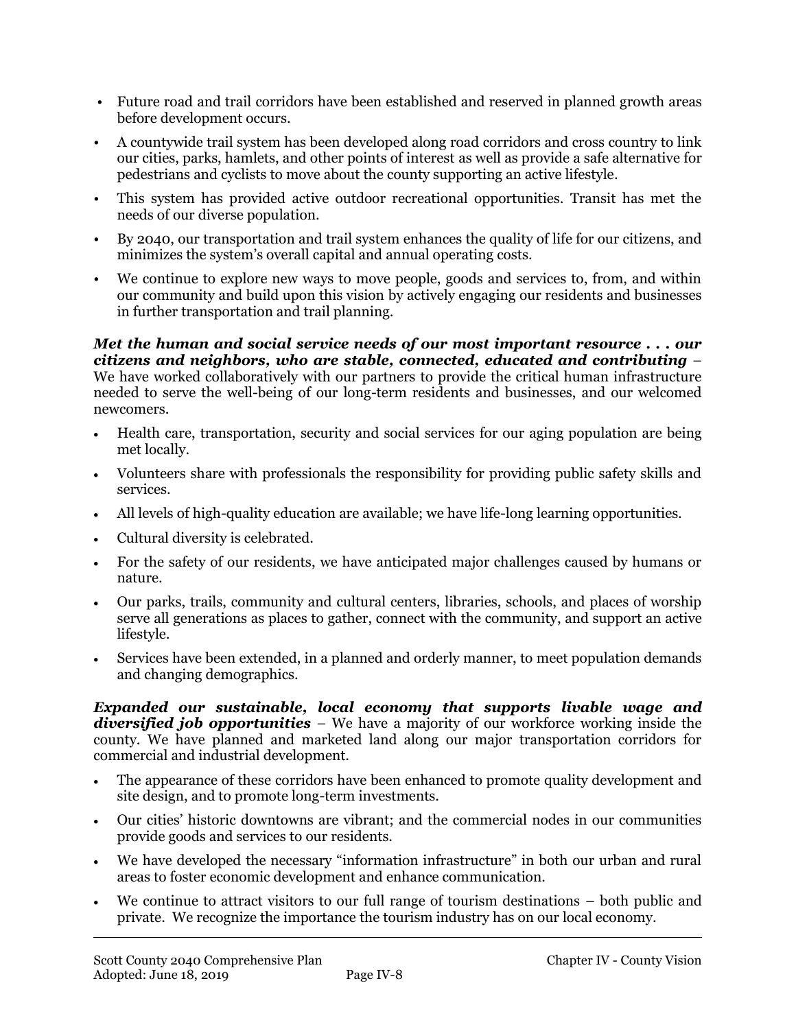- Future road and trail corridors have been established and reserved in planned growth areas before development occurs.
- A countywide trail system has been developed along road corridors and cross country to link our cities, parks, hamlets, and other points of interest as well as provide a safe alternative for pedestrians and cyclists to move about the county supporting an active lifestyle.
- This system has provided active outdoor recreational opportunities. Transit has met the needs of our diverse population.
- By 2040, our transportation and trail system enhances the quality of life for our citizens, and minimizes the system's overall capital and annual operating costs.
- We continue to explore new ways to move people, goods and services to, from, and within our community and build upon this vision by actively engaging our residents and businesses in further transportation and trail planning.

***Met the human and social service needs of our most important resource . . . our citizens and neighbors, who are stable, connected, educated and contributing*** – We have worked collaboratively with our partners to provide the critical human infrastructure needed to serve the well-being of our long-term residents and businesses, and our welcomed newcomers.

- Health care, transportation, security and social services for our aging population are being met locally.
- Volunteers share with professionals the responsibility for providing public safety skills and services.
- All levels of high-quality education are available; we have life-long learning opportunities.
- Cultural diversity is celebrated.
- For the safety of our residents, we have anticipated major challenges caused by humans or nature.
- Our parks, trails, community and cultural centers, libraries, schools, and places of worship serve all generations as places to gather, connect with the community, and support an active lifestyle.
- Services have been extended, in a planned and orderly manner, to meet population demands and changing demographics.

***Expanded our sustainable, local economy that supports livable wage and diversified job opportunities*** – We have a majority of our workforce working inside the county. We have planned and marketed land along our major transportation corridors for commercial and industrial development.

- The appearance of these corridors have been enhanced to promote quality development and site design, and to promote long-term investments.
- Our cities' historic downtowns are vibrant; and the commercial nodes in our communities provide goods and services to our residents.
- We have developed the necessary "information infrastructure" in both our urban and rural areas to foster economic development and enhance communication.
- We continue to attract visitors to our full range of tourism destinations – both public and private. We recognize the importance the tourism industry has on our local economy.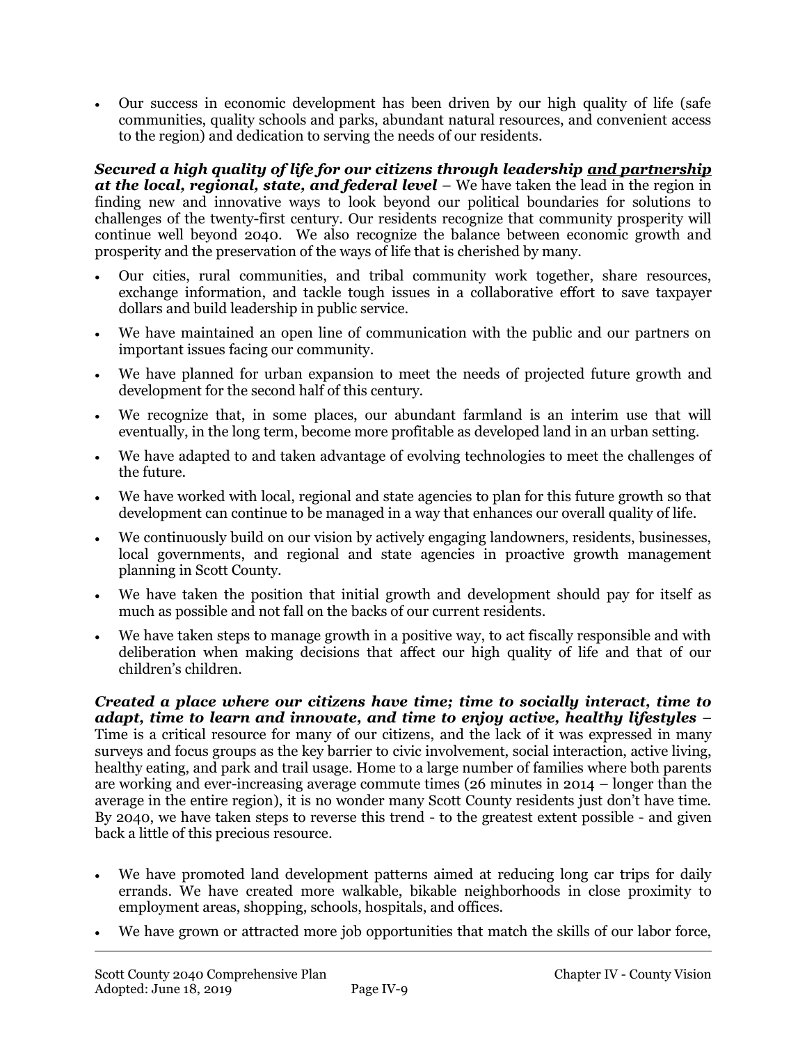- Our success in economic development has been driven by our high quality of life (safe communities, quality schools and parks, abundant natural resources, and convenient access to the region) and dedication to serving the needs of our residents.

***Secured a high quality of life for our citizens through leadership <u>and partnership</u> at the local, regional, state, and federal level*** – We have taken the lead in the region in finding new and innovative ways to look beyond our political boundaries for solutions to challenges of the twenty-first century. Our residents recognize that community prosperity will continue well beyond 2040. We also recognize the balance between economic growth and prosperity and the preservation of the ways of life that is cherished by many.

- Our cities, rural communities, and tribal community work together, share resources, exchange information, and tackle tough issues in a collaborative effort to save taxpayer dollars and build leadership in public service.
- We have maintained an open line of communication with the public and our partners on important issues facing our community.
- We have planned for urban expansion to meet the needs of projected future growth and development for the second half of this century.
- We recognize that, in some places, our abundant farmland is an interim use that will eventually, in the long term, become more profitable as developed land in an urban setting.
- We have adapted to and taken advantage of evolving technologies to meet the challenges of the future.
- We have worked with local, regional and state agencies to plan for this future growth so that development can continue to be managed in a way that enhances our overall quality of life.
- We continuously build on our vision by actively engaging landowners, residents, businesses, local governments, and regional and state agencies in proactive growth management planning in Scott County.
- We have taken the position that initial growth and development should pay for itself as much as possible and not fall on the backs of our current residents.
- We have taken steps to manage growth in a positive way, to act fiscally responsible and with deliberation when making decisions that affect our high quality of life and that of our children's children.

***Created a place where our citizens have time; time to socially interact, time to adapt, time to learn and innovate, and time to enjoy active, healthy lifestyles*** – Time is a critical resource for many of our citizens, and the lack of it was expressed in many surveys and focus groups as the key barrier to civic involvement, social interaction, active living, healthy eating, and park and trail usage. Home to a large number of families where both parents are working and ever-increasing average commute times (26 minutes in 2014 – longer than the average in the entire region), it is no wonder many Scott County residents just don't have time. By 2040, we have taken steps to reverse this trend - to the greatest extent possible - and given back a little of this precious resource.

- We have promoted land development patterns aimed at reducing long car trips for daily errands. We have created more walkable, bikable neighborhoods in close proximity to employment areas, shopping, schools, hospitals, and offices.
- We have grown or attracted more job opportunities that match the skills of our labor force,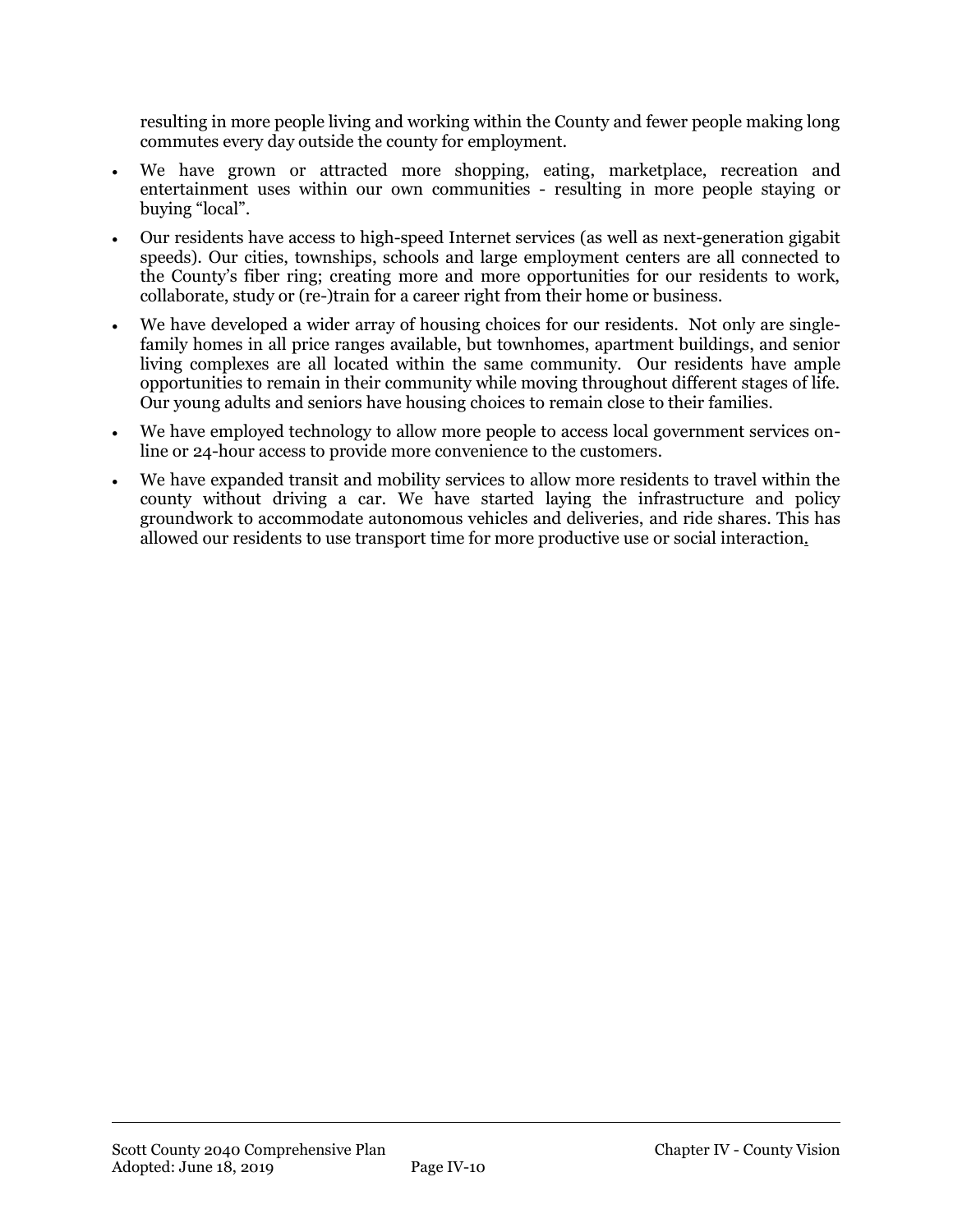resulting in more people living and working within the County and fewer people making long commutes every day outside the county for employment.

- We have grown or attracted more shopping, eating, marketplace, recreation and entertainment uses within our own communities - resulting in more people staying or buying "local".
- Our residents have access to high-speed Internet services (as well as next-generation gigabit speeds). Our cities, townships, schools and large employment centers are all connected to the County's fiber ring; creating more and more opportunities for our residents to work, collaborate, study or (re-)train for a career right from their home or business.
- We have developed a wider array of housing choices for our residents. Not only are single-family homes in all price ranges available, but townhomes, apartment buildings, and senior living complexes are all located within the same community. Our residents have ample opportunities to remain in their community while moving throughout different stages of life. Our young adults and seniors have housing choices to remain close to their families.
- We have employed technology to allow more people to access local government services on-line or 24-hour access to provide more convenience to the customers.
- We have expanded transit and mobility services to allow more residents to travel within the county without driving a car. We have started laying the infrastructure and policy groundwork to accommodate autonomous vehicles and deliveries, and ride shares. This has allowed our residents to use transport time for more productive use or social interaction.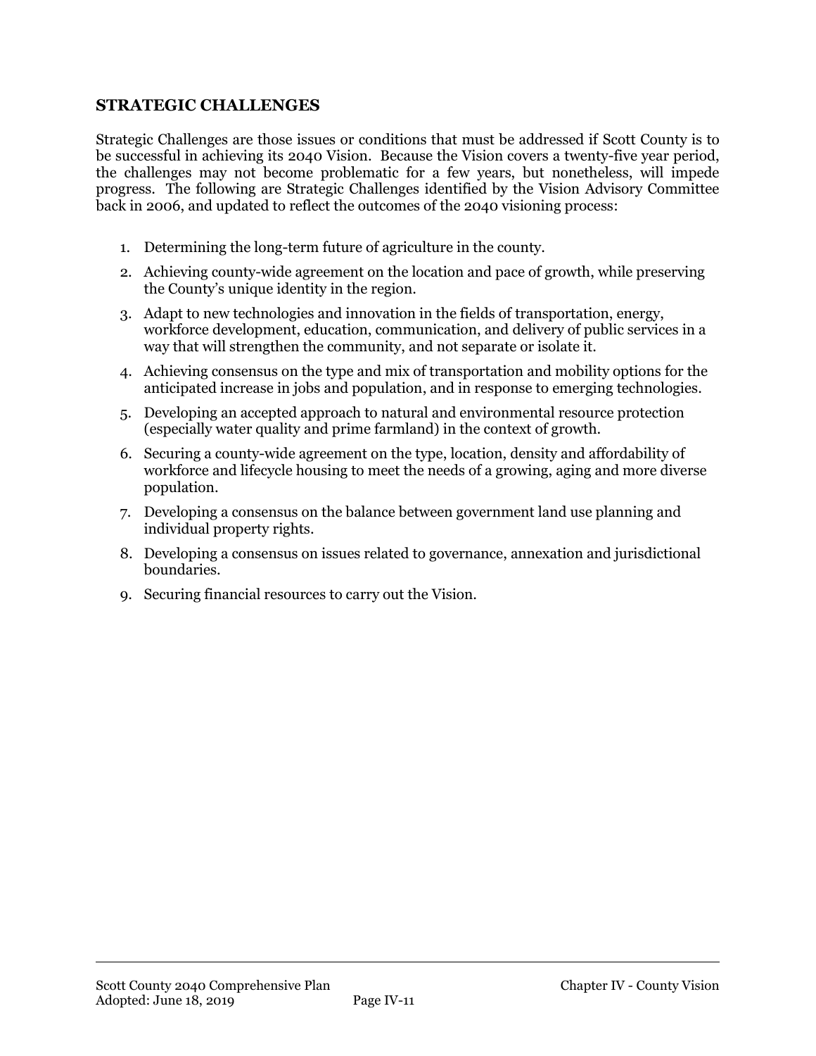## STRATEGIC CHALLENGES

Strategic Challenges are those issues or conditions that must be addressed if Scott County is to be successful in achieving its 2040 Vision. Because the Vision covers a twenty-five year period, the challenges may not become problematic for a few years, but nonetheless, will impede progress. The following are Strategic Challenges identified by the Vision Advisory Committee back in 2006, and updated to reflect the outcomes of the 2040 visioning process:

1. Determining the long-term future of agriculture in the county.
2. Achieving county-wide agreement on the location and pace of growth, while preserving the County's unique identity in the region.
3. Adapt to new technologies and innovation in the fields of transportation, energy, workforce development, education, communication, and delivery of public services in a way that will strengthen the community, and not separate or isolate it.
4. Achieving consensus on the type and mix of transportation and mobility options for the anticipated increase in jobs and population, and in response to emerging technologies.
5. Developing an accepted approach to natural and environmental resource protection (especially water quality and prime farmland) in the context of growth.
6. Securing a county-wide agreement on the type, location, density and affordability of workforce and lifecycle housing to meet the needs of a growing, aging and more diverse population.
7. Developing a consensus on the balance between government land use planning and individual property rights.
8. Developing a consensus on issues related to governance, annexation and jurisdictional boundaries.
9. Securing financial resources to carry out the Vision.